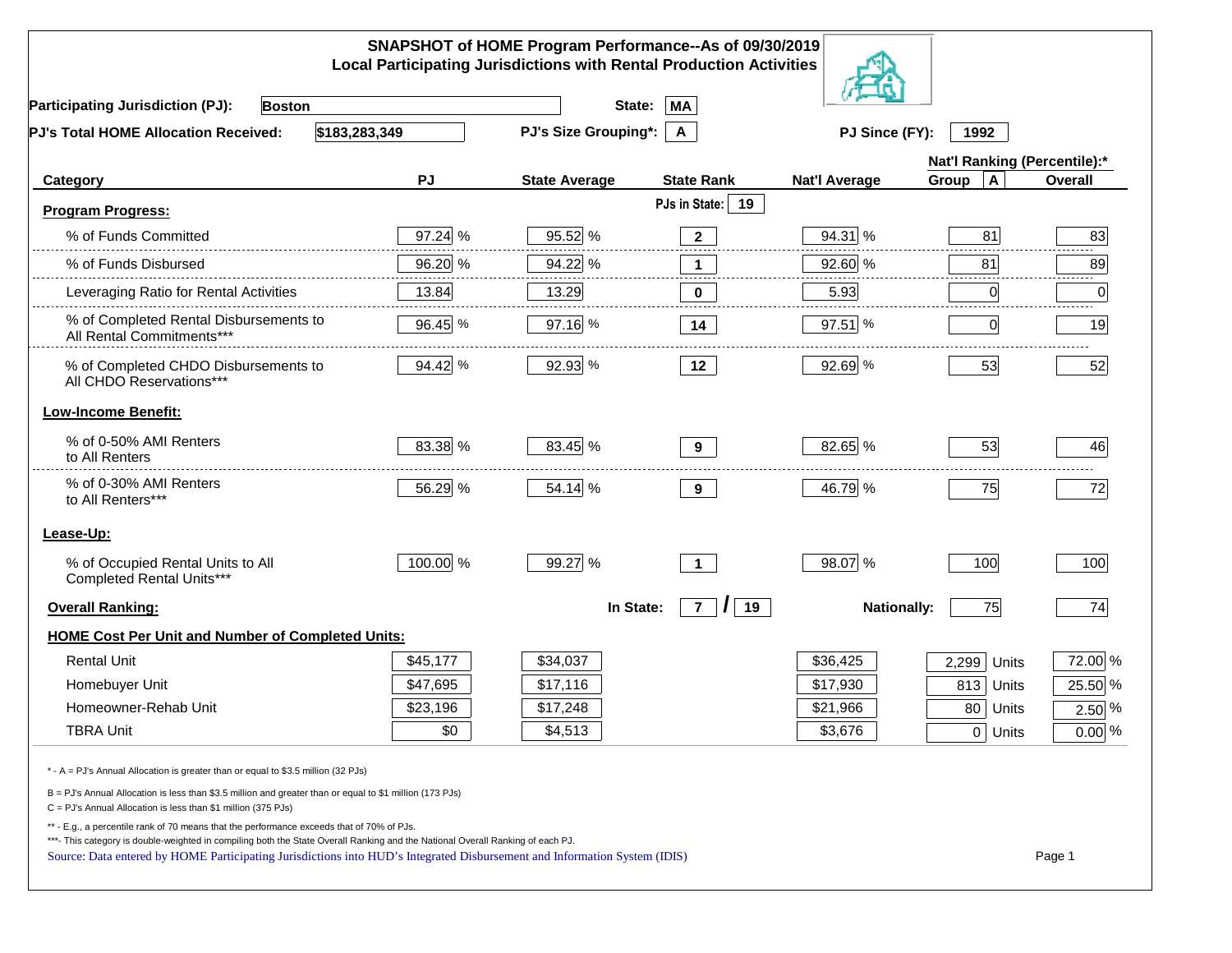# SNAPSHOT of HOME Program Performance--As of 09/30/2019
## Local Participating Jurisdictions with Rental Production Activities

**Participating Jurisdiction (PJ):** Boston **State:** MA

**PJ's Total HOME Allocation Received:** $183,283,349 **PJ's Size Grouping*:** A **PJ Since (FY):** 1992

| Category | PJ | State Average | State Rank | Nat'l Average | Nat'l Ranking (Percentile):* Group A | Overall |
|---|---|---|---|---|---|---|
| **Program Progress:** | | | PJs in State: 19 | | | |
| % of Funds Committed | 97.24 % | 95.52 % | 2 | 94.31 % | 81 | 83 |
| % of Funds Disbursed | 96.20 % | 94.22 % | 1 | 92.60 % | 81 | 89 |
| Leveraging Ratio for Rental Activities | 13.84 | 13.29 | 0 | 5.93 | 0 | 0 |
| % of Completed Rental Disbursements to All Rental Commitments*** | 96.45 % | 97.16 % | 14 | 97.51 % | 0 | 19 |
| % of Completed CHDO Disbursements to All CHDO Reservations*** | 94.42 % | 92.93 % | 12 | 92.69 % | 53 | 52 |
| **Low-Income Benefit:** | | | | | | |
| % of 0-50% AMI Renters to All Renters | 83.38 % | 83.45 % | 9 | 82.65 % | 53 | 46 |
| % of 0-30% AMI Renters to All Renters*** | 56.29 % | 54.14 % | 9 | 46.79 % | 75 | 72 |
| **Lease-Up:** | | | | | | |
| % of Occupied Rental Units to All Completed Rental Units*** | 100.00 % | 99.27 % | 1 | 98.07 % | 100 | 100 |
| **Overall Ranking:** | | In State: | 7 / 19 | Nationally: | 75 | 74 |
| **HOME Cost Per Unit and Number of Completed Units:** | | | | | | |
| Rental Unit | $45,177 | $34,037 | | $36,425 | 2,299 Units | 72.00 % |
| Homebuyer Unit | $47,695 | $17,116 | | $17,930 | 813 Units | 25.50 % |
| Homeowner-Rehab Unit | $23,196 | $17,248 | | $21,966 | 80 Units | 2.50 % |
| TBRA Unit | $0 | $4,513 | | $3,676 | 0 Units | 0.00 % |

* - A = PJ's Annual Allocation is greater than or equal to $3.5 million (32 PJs)

B = PJ's Annual Allocation is less than $3.5 million and greater than or equal to $1 million (173 PJs)

C = PJ's Annual Allocation is less than $1 million (375 PJs)

** - E.g., a percentile rank of 70 means that the performance exceeds that of 70% of PJs.

***- This category is double-weighted in compiling both the State Overall Ranking and the National Overall Ranking of each PJ.

Source: Data entered by HOME Participating Jurisdictions into HUD's Integrated Disbursement and Information System (IDIS)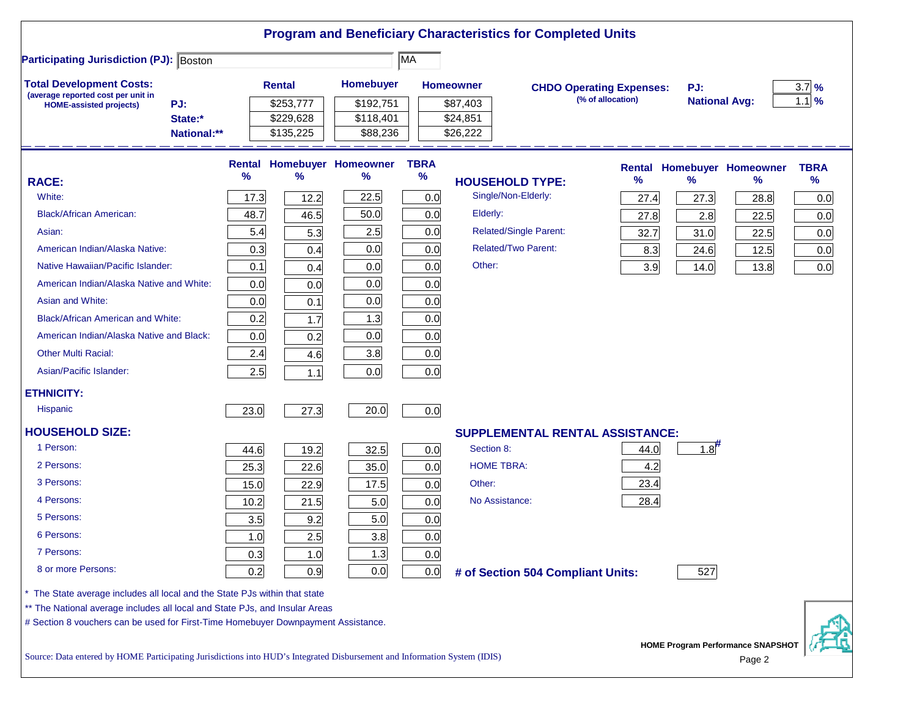# Program and Beneficiary Characteristics for Completed Units

**Participating Jurisdiction (PJ):** Boston MA

**Total Development Costs:** (average reported cost per unit in HOME-assisted projects)

| | Rental | Homebuyer | Homeowner |
|---|---|---|---|
| PJ: | $253,777 | $192,751 | $87,403 |
| State:* | $229,628 | $118,401 | $24,851 |
| National:** | $135,225 | $88,236 | $26,222 |

**CHDO Operating Expenses:** (% of allocation)

| | |
|---|---|
| PJ: | 3.7 % |
| National Avg: | 1.1 % |

| RACE: | Rental % | Homebuyer % | Homeowner % | TBRA % |
|---|---|---|---|---|
| White: | 17.3 | 12.2 | 22.5 | 0.0 |
| Black/African American: | 48.7 | 46.5 | 50.0 | 0.0 |
| Asian: | 5.4 | 5.3 | 2.5 | 0.0 |
| American Indian/Alaska Native: | 0.3 | 0.4 | 0.0 | 0.0 |
| Native Hawaiian/Pacific Islander: | 0.1 | 0.4 | 0.0 | 0.0 |
| American Indian/Alaska Native and White: | 0.0 | 0.0 | 0.0 | 0.0 |
| Asian and White: | 0.0 | 0.1 | 0.0 | 0.0 |
| Black/African American and White: | 0.2 | 1.7 | 1.3 | 0.0 |
| American Indian/Alaska Native and Black: | 0.0 | 0.2 | 0.0 | 0.0 |
| Other Multi Racial: | 2.4 | 4.6 | 3.8 | 0.0 |
| Asian/Pacific Islander: | 2.5 | 1.1 | 0.0 | 0.0 |
| **ETHNICITY:** | | | | |
| Hispanic | 23.0 | 27.3 | 20.0 | 0.0 |
| **HOUSEHOLD SIZE:** | | | | |
| 1 Person: | 44.6 | 19.2 | 32.5 | 0.0 |
| 2 Persons: | 25.3 | 22.6 | 35.0 | 0.0 |
| 3 Persons: | 15.0 | 22.9 | 17.5 | 0.0 |
| 4 Persons: | 10.2 | 21.5 | 5.0 | 0.0 |
| 5 Persons: | 3.5 | 9.2 | 5.0 | 0.0 |
| 6 Persons: | 1.0 | 2.5 | 3.8 | 0.0 |
| 7 Persons: | 0.3 | 1.0 | 1.3 | 0.0 |
| 8 or more Persons: | 0.2 | 0.9 | 0.0 | 0.0 |

| HOUSEHOLD TYPE: | Rental % | Homebuyer % | Homeowner % | TBRA % |
|---|---|---|---|---|
| Single/Non-Elderly: | 27.4 | 27.3 | 28.8 | 0.0 |
| Elderly: | 27.8 | 2.8 | 22.5 | 0.0 |
| Related/Single Parent: | 32.7 | 31.0 | 22.5 | 0.0 |
| Related/Two Parent: | 8.3 | 24.6 | 12.5 | 0.0 |
| Other: | 3.9 | 14.0 | 13.8 | 0.0 |

| SUPPLEMENTAL RENTAL ASSISTANCE: | Rental | Homebuyer |
|---|---|---|
| Section 8: | 44.0 | 1.8# |
| HOME TBRA: | 4.2 | |
| Other: | 23.4 | |
| No Assistance: | 28.4 | |

**# of Section 504 Compliant Units:** 527

\* The State average includes all local and the State PJs within that state

\*\* The National average includes all local and State PJs, and Insular Areas

\# Section 8 vouchers can be used for First-Time Homebuyer Downpayment Assistance.

Source: Data entered by HOME Participating Jurisdictions into HUD's Integrated Disbursement and Information System (IDIS)

HOME Program Performance SNAPSHOT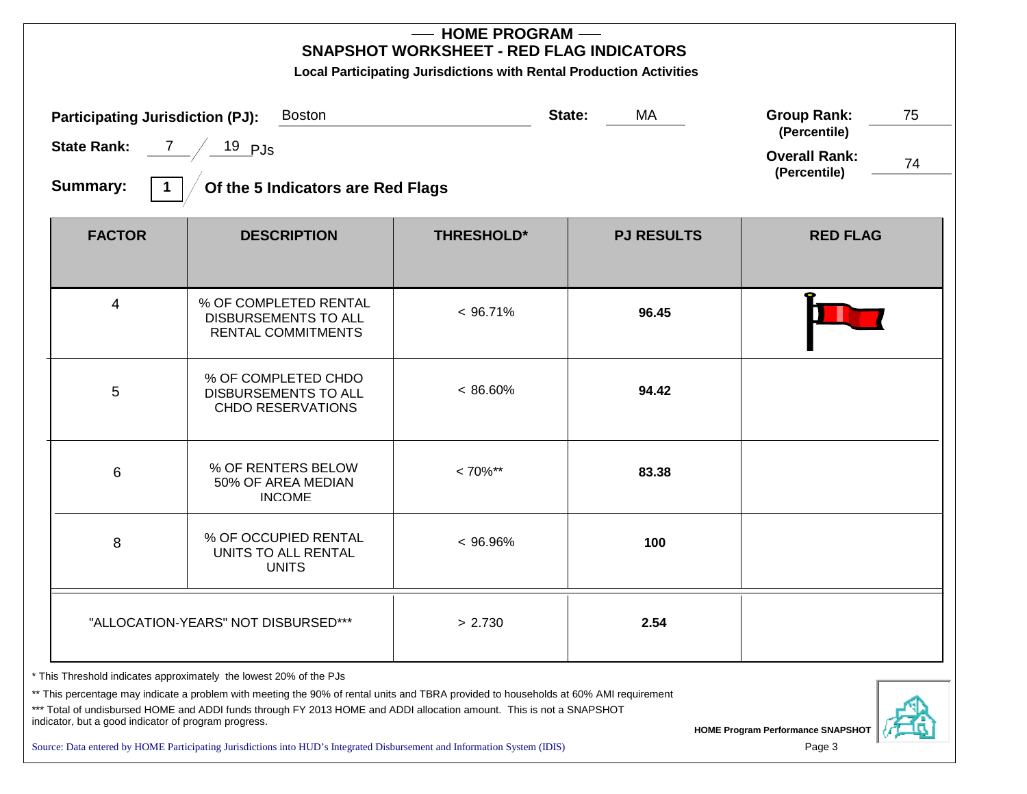# HOME PROGRAM
## SNAPSHOT WORKSHEET - RED FLAG INDICATORS
### Local Participating Jurisdictions with Rental Production Activities

**Participating Jurisdiction (PJ):** Boston **State:** MA **Group Rank:** 75 **(Percentile)**

**State Rank:** 7 / 19 PJs **Overall Rank:** 74 **(Percentile)**

**Summary:** 1 / **Of the 5 Indicators are Red Flags**

| FACTOR | DESCRIPTION | THRESHOLD* | PJ RESULTS | RED FLAG |
|---|---|---|---|---|
| 4 | % OF COMPLETED RENTAL DISBURSEMENTS TO ALL RENTAL COMMITMENTS | < 96.71% | **96.45** | Red Flag |
| 5 | % OF COMPLETED CHDO DISBURSEMENTS TO ALL CHDO RESERVATIONS | < 86.60% | **94.42** | |
| 6 | % OF RENTERS BELOW 50% OF AREA MEDIAN INCOME | < 70%** | **83.38** | |
| 8 | % OF OCCUPIED RENTAL UNITS TO ALL RENTAL UNITS | < 96.96% | **100** | |
| "ALLOCATION-YEARS" NOT DISBURSED*** | | > 2.730 | **2.54** | |

* This Threshold indicates approximately the lowest 20% of the PJs

** This percentage may indicate a problem with meeting the 90% of rental units and TBRA provided to households at 60% AMI requirement

*** Total of undisbursed HOME and ADDI funds through FY 2013 HOME and ADDI allocation amount. This is not a SNAPSHOT indicator, but a good indicator of program progress.

Source: Data entered by HOME Participating Jurisdictions into HUD's Integrated Disbursement and Information System (IDIS)